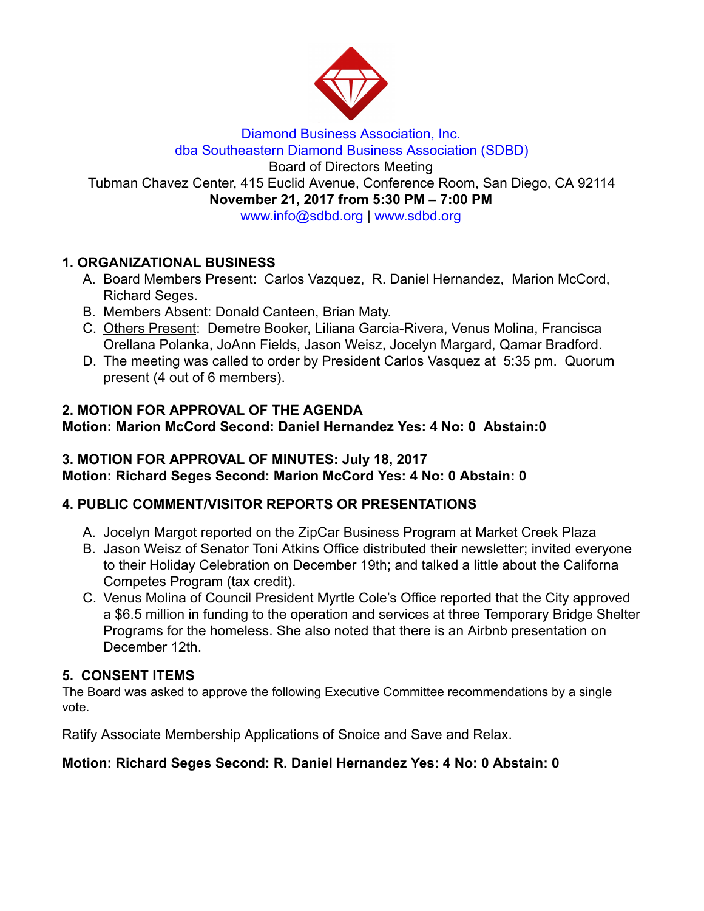Diamond Business Association, Inc.
dba Southeastern Diamond Business Association (SDBD)
Board of Directors Meeting
Tubman Chavez Center, 415 Euclid Avenue, Conference Room, San Diego, CA 92114
**November 21, 2017 from 5:30 PM – 7:00 PM**
www.info@sdbd.org | www.sdbd.org

## 1. ORGANIZATIONAL BUSINESS

A. Board Members Present: Carlos Vazquez, R. Daniel Hernandez, Marion McCord, Richard Seges.
B. Members Absent: Donald Canteen, Brian Maty.
C. Others Present: Demetre Booker, Liliana Garcia-Rivera, Venus Molina, Francisca Orellana Polanka, JoAnn Fields, Jason Weisz, Jocelyn Margard, Qamar Bradford.
D. The meeting was called to order by President Carlos Vasquez at 5:35 pm. Quorum present (4 out of 6 members).

## 2. MOTION FOR APPROVAL OF THE AGENDA

**Motion: Marion McCord Second: Daniel Hernandez Yes: 4 No: 0 Abstain:0**

## 3. MOTION FOR APPROVAL OF MINUTES: July 18, 2017

**Motion: Richard Seges Second: Marion McCord Yes: 4 No: 0 Abstain: 0**

## 4. PUBLIC COMMENT/VISITOR REPORTS OR PRESENTATIONS

A. Jocelyn Margot reported on the ZipCar Business Program at Market Creek Plaza
B. Jason Weisz of Senator Toni Atkins Office distributed their newsletter; invited everyone to their Holiday Celebration on December 19th; and talked a little about the Californa Competes Program (tax credit).
C. Venus Molina of Council President Myrtle Cole's Office reported that the City approved a $6.5 million in funding to the operation and services at three Temporary Bridge Shelter Programs for the homeless. She also noted that there is an Airbnb presentation on December 12th.

## 5. CONSENT ITEMS

The Board was asked to approve the following Executive Committee recommendations by a single vote.

Ratify Associate Membership Applications of Snoice and Save and Relax.

**Motion: Richard Seges Second: R. Daniel Hernandez Yes: 4 No: 0 Abstain: 0**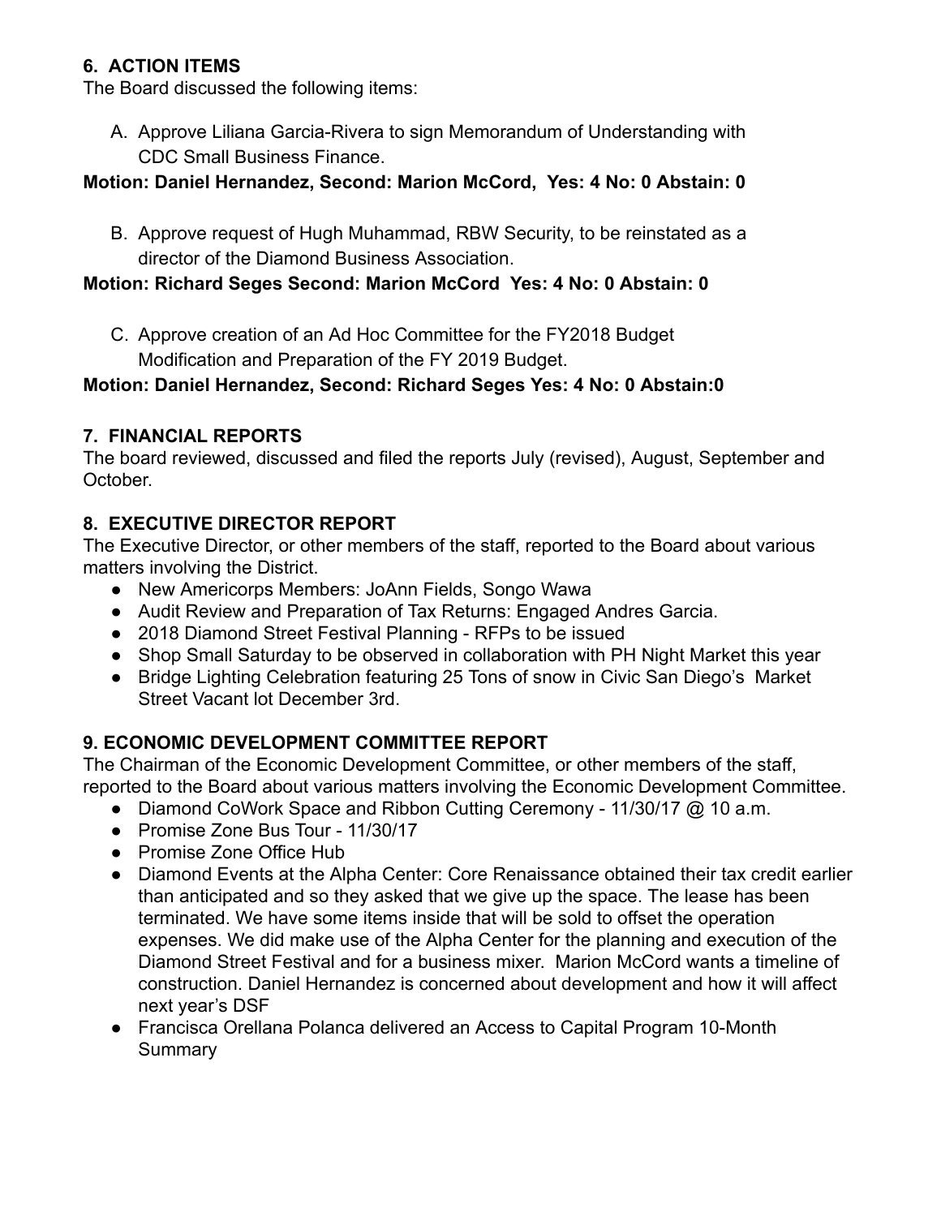## 6. ACTION ITEMS

The Board discussed the following items:

A. Approve Liliana Garcia-Rivera to sign Memorandum of Understanding with CDC Small Business Finance.

**Motion: Daniel Hernandez, Second: Marion McCord, Yes: 4 No: 0 Abstain: 0**

B. Approve request of Hugh Muhammad, RBW Security, to be reinstated as a director of the Diamond Business Association.

**Motion: Richard Seges Second: Marion McCord Yes: 4 No: 0 Abstain: 0**

C. Approve creation of an Ad Hoc Committee for the FY2018 Budget Modification and Preparation of the FY 2019 Budget.

**Motion: Daniel Hernandez, Second: Richard Seges Yes: 4 No: 0 Abstain:0**

## 7. FINANCIAL REPORTS

The board reviewed, discussed and filed the reports July (revised), August, September and October.

## 8. EXECUTIVE DIRECTOR REPORT

The Executive Director, or other members of the staff, reported to the Board about various matters involving the District.

- New Americorps Members: JoAnn Fields, Songo Wawa
- Audit Review and Preparation of Tax Returns: Engaged Andres Garcia.
- 2018 Diamond Street Festival Planning - RFPs to be issued
- Shop Small Saturday to be observed in collaboration with PH Night Market this year
- Bridge Lighting Celebration featuring 25 Tons of snow in Civic San Diego's Market Street Vacant lot December 3rd.

## 9. ECONOMIC DEVELOPMENT COMMITTEE REPORT

The Chairman of the Economic Development Committee, or other members of the staff, reported to the Board about various matters involving the Economic Development Committee.

- Diamond CoWork Space and Ribbon Cutting Ceremony - 11/30/17 @ 10 a.m.
- Promise Zone Bus Tour - 11/30/17
- Promise Zone Office Hub
- Diamond Events at the Alpha Center: Core Renaissance obtained their tax credit earlier than anticipated and so they asked that we give up the space. The lease has been terminated. We have some items inside that will be sold to offset the operation expenses. We did make use of the Alpha Center for the planning and execution of the Diamond Street Festival and for a business mixer. Marion McCord wants a timeline of construction. Daniel Hernandez is concerned about development and how it will affect next year's DSF
- Francisca Orellana Polanca delivered an Access to Capital Program 10-Month Summary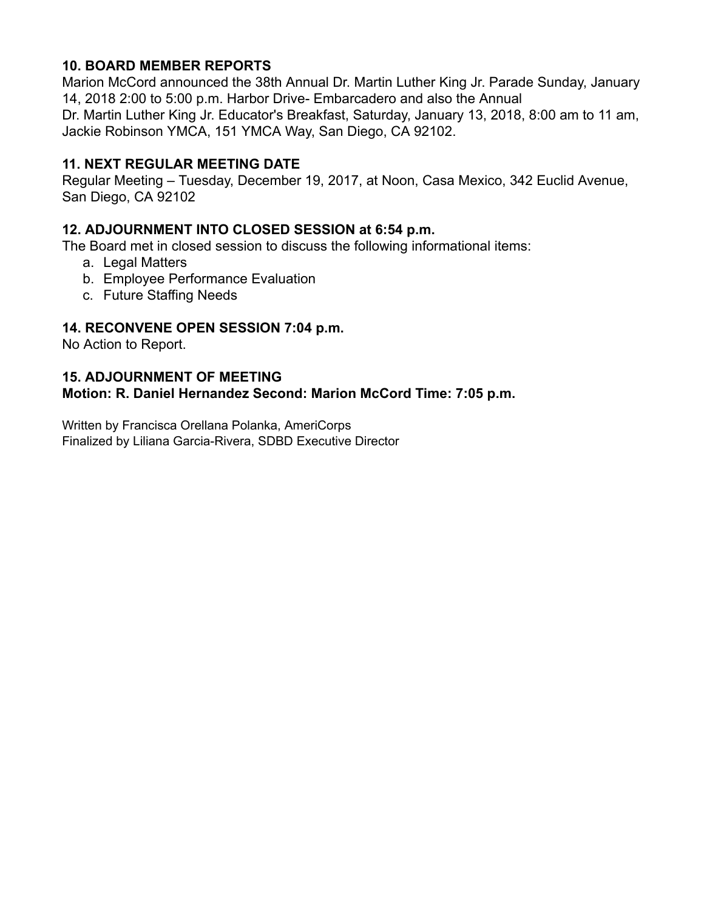**10. BOARD MEMBER REPORTS**

Marion McCord announced the 38th Annual Dr. Martin Luther King Jr. Parade Sunday, January 14, 2018 2:00 to 5:00 p.m. Harbor Drive- Embarcadero and also the Annual Dr. Martin Luther King Jr. Educator's Breakfast, Saturday, January 13, 2018, 8:00 am to 11 am, Jackie Robinson YMCA, 151 YMCA Way, San Diego, CA 92102.

**11. NEXT REGULAR MEETING DATE**

Regular Meeting – Tuesday, December 19, 2017, at Noon, Casa Mexico, 342 Euclid Avenue, San Diego, CA 92102

**12. ADJOURNMENT INTO CLOSED SESSION at 6:54 p.m.**

The Board met in closed session to discuss the following informational items:

a. Legal Matters
b. Employee Performance Evaluation
c. Future Staffing Needs

**14. RECONVENE OPEN SESSION 7:04 p.m.**

No Action to Report.

**15. ADJOURNMENT OF MEETING**

**Motion: R. Daniel Hernandez Second: Marion McCord Time: 7:05 p.m.**

Written by Francisca Orellana Polanka, AmeriCorps
Finalized by Liliana Garcia-Rivera, SDBD Executive Director